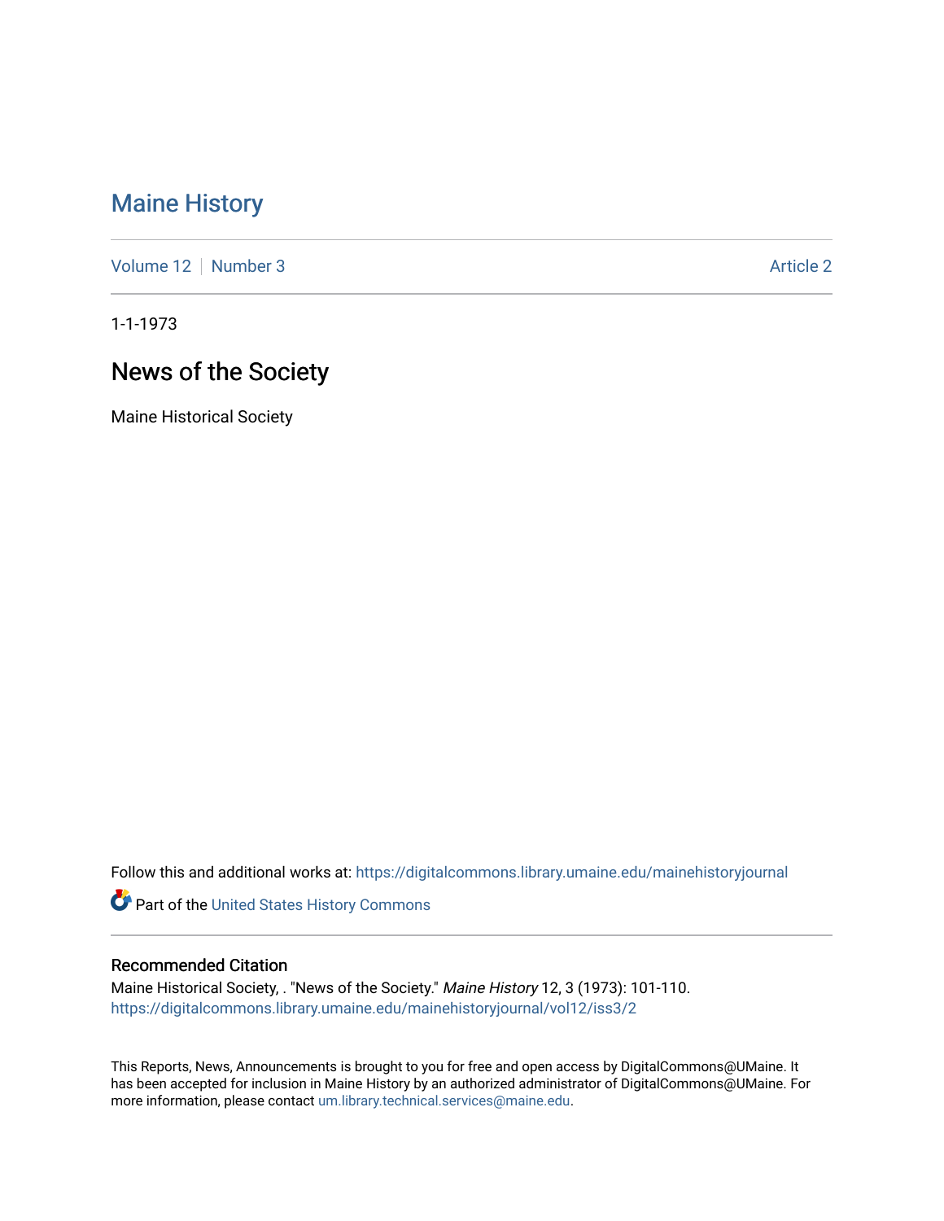# Maine History

Volume 12 | Number 3 | Article 2

1-1-1973

## News of the Society

Maine Historical Society

Follow this and additional works at: https://digitalcommons.library.umaine.edu/mainehistoryjournal

Part of the United States History Commons

### Recommended Citation

Maine Historical Society, . "News of the Society." *Maine History* 12, 3 (1973): 101-110.
https://digitalcommons.library.umaine.edu/mainehistoryjournal/vol12/iss3/2

This Reports, News, Announcements is brought to you for free and open access by DigitalCommons@UMaine. It has been accepted for inclusion in Maine History by an authorized administrator of DigitalCommons@UMaine. For more information, please contact um.library.technical.services@maine.edu.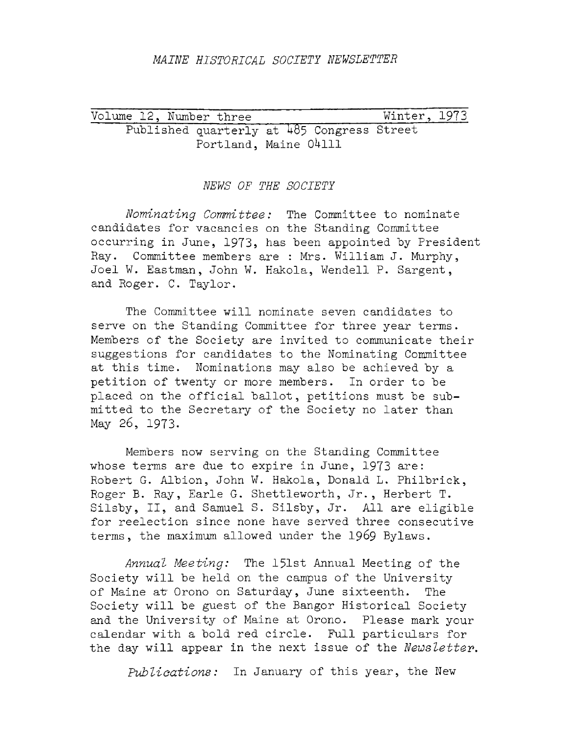*MAINE HISTORICAL SOCIETY NEWSLETTER*

Volume 12, Number three — Winter, 1973

Published quarterly at 485 Congress Street
Portland, Maine 04111

## *NEWS OF THE SOCIETY*

*Nominating Committee:* The Committee to nominate candidates for vacancies on the Standing Committee occurring in June, 1973, has been appointed by President Ray. Committee members are : Mrs. William J. Murphy, Joel W. Eastman, John W. Hakola, Wendell P. Sargent, and Roger. C. Taylor.

The Committee will nominate seven candidates to serve on the Standing Committee for three year terms. Members of the Society are invited to communicate their suggestions for candidates to the Nominating Committee at this time. Nominations may also be achieved by a petition of twenty or more members. In order to be placed on the official ballot, petitions must be submitted to the Secretary of the Society no later than May 26, 1973.

Members now serving on the Standing Committee whose terms are due to expire in June, 1973 are: Robert G. Albion, John W. Hakola, Donald L. Philbrick, Roger B. Ray, Earle G. Shettleworth, Jr., Herbert T. Silsby, II, and Samuel S. Silsby, Jr. All are eligible for reelection since none have served three consecutive terms, the maximum allowed under the 1969 Bylaws.

*Annual Meeting:* The 151st Annual Meeting of the Society will be held on the campus of the University of Maine at Orono on Saturday, June sixteenth. The Society will be guest of the Bangor Historical Society and the University of Maine at Orono. Please mark your calendar with a bold red circle. Full particulars for the day will appear in the next issue of the *Newsletter.*

*Publications:* In January of this year, the New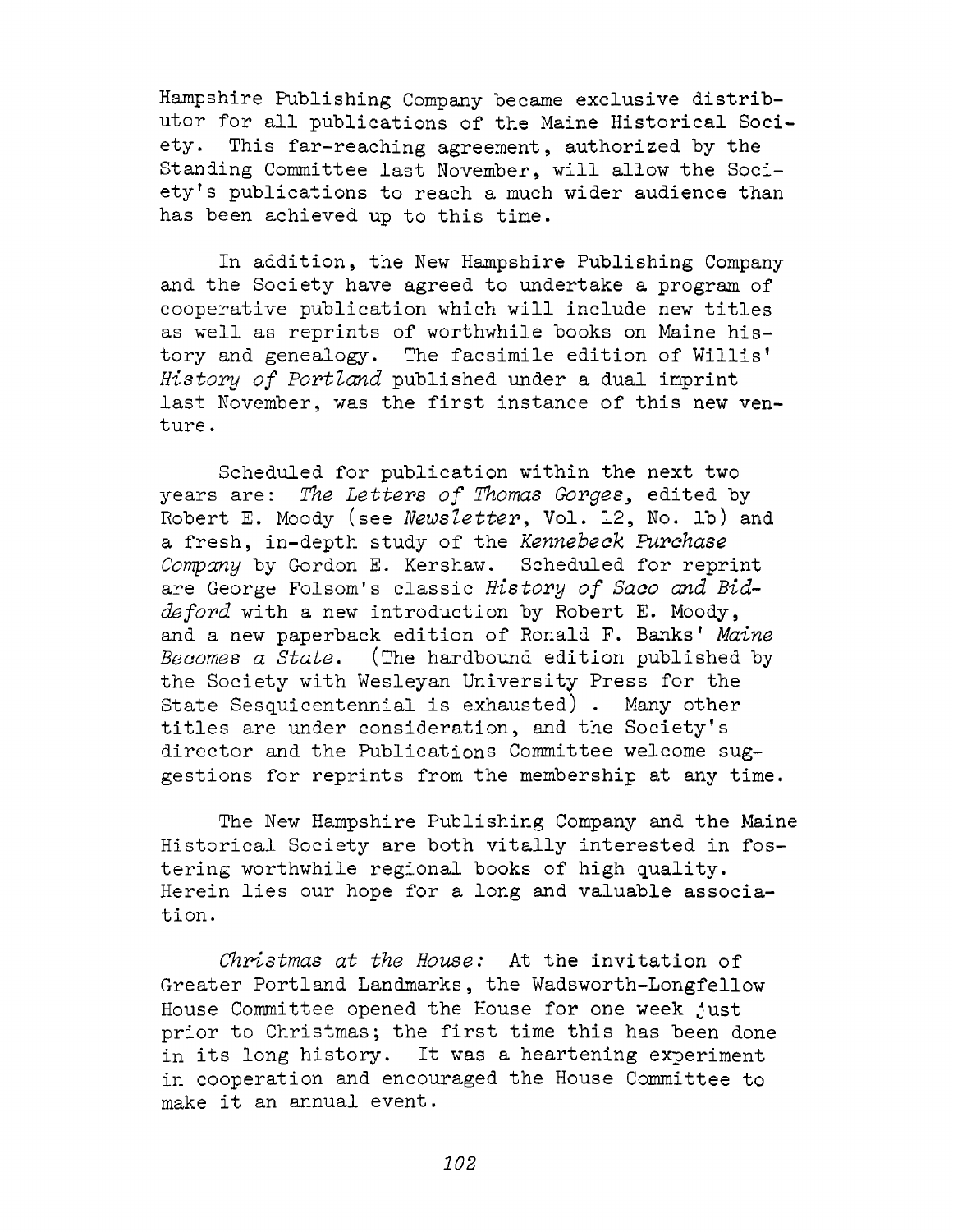Hampshire Publishing Company became exclusive distributor for all publications of the Maine Historical Society. This far-reaching agreement, authorized by the Standing Committee last November, will allow the Society's publications to reach a much wider audience than has been achieved up to this time.

In addition, the New Hampshire Publishing Company and the Society have agreed to undertake a program of cooperative publication which will include new titles as well as reprints of worthwhile books on Maine history and genealogy. The facsimile edition of Willis' *History of Portland* published under a dual imprint last November, was the first instance of this new venture.

Scheduled for publication within the next two years are: *The Letters of Thomas Gorges*, edited by Robert E. Moody (see *Newsletter*, Vol. 12, No. 1b) and a fresh, in-depth study of the *Kennebeck Purchase Company* by Gordon E. Kershaw. Scheduled for reprint are George Folsom's classic *History of Saco and Biddeford* with a new introduction by Robert E. Moody, and a new paperback edition of Ronald F. Banks' *Maine Becomes a State*. (The hardbound edition published by the Society with Wesleyan University Press for the State Sesquicentennial is exhausted) . Many other titles are under consideration, and the Society's director and the Publications Committee welcome suggestions for reprints from the membership at any time.

The New Hampshire Publishing Company and the Maine Historical Society are both vitally interested in fostering worthwhile regional books of high quality. Herein lies our hope for a long and valuable association.

*Christmas at the House:* At the invitation of Greater Portland Landmarks, the Wadsworth-Longfellow House Committee opened the House for one week just prior to Christmas; the first time this has been done in its long history. It was a heartening experiment in cooperation and encouraged the House Committee to make it an annual event.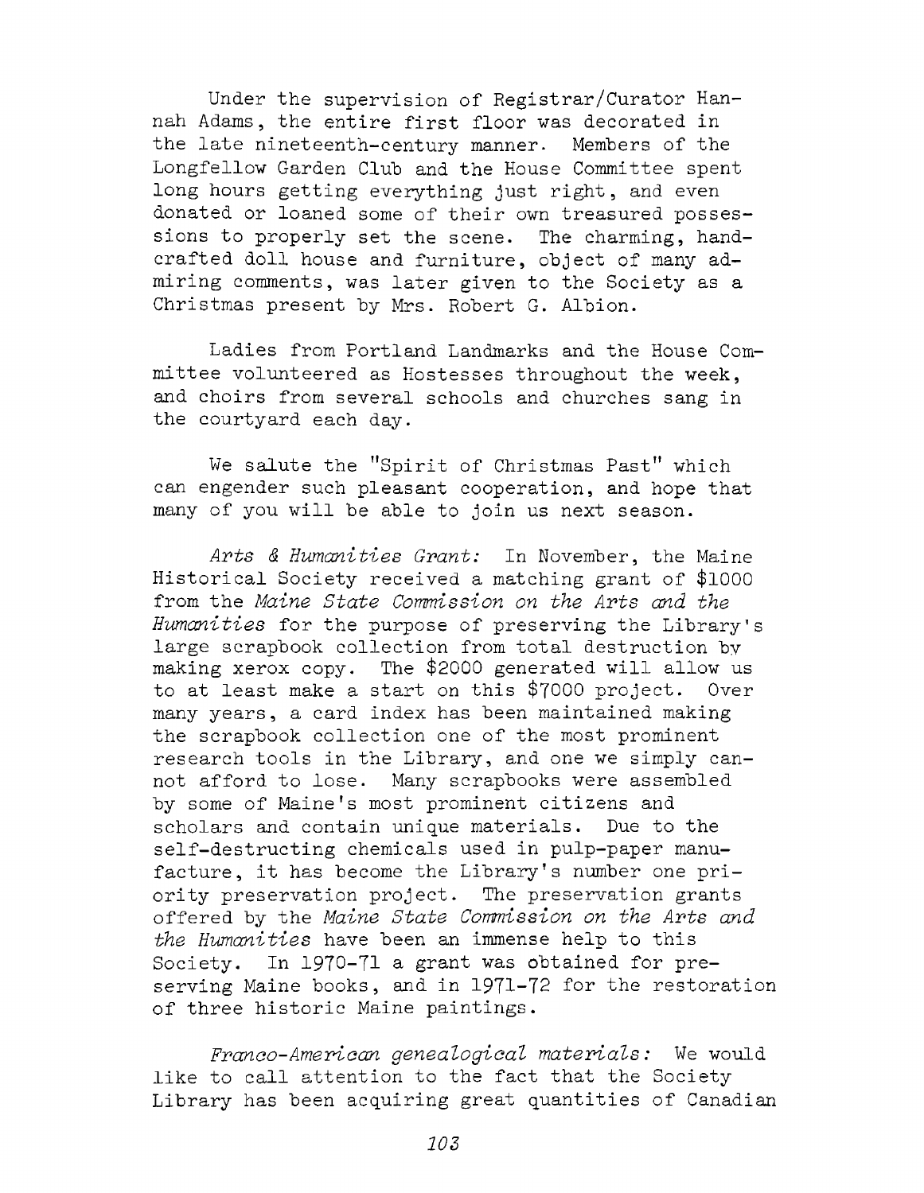Under the supervision of Registrar/Curator Hannah Adams, the entire first floor was decorated in the late nineteenth-century manner. Members of the Longfellow Garden Club and the House Committee spent long hours getting everything just right, and even donated or loaned some of their own treasured possessions to properly set the scene. The charming, handcrafted doll house and furniture, object of many admiring comments, was later given to the Society as a Christmas present by Mrs. Robert G. Albion.

Ladies from Portland Landmarks and the House Committee volunteered as Hostesses throughout the week, and choirs from several schools and churches sang in the courtyard each day.

We salute the "Spirit of Christmas Past" which can engender such pleasant cooperation, and hope that many of you will be able to join us next season.

*Arts & Humanities Grant:* In November, the Maine Historical Society received a matching grant of $1000 from the *Maine State Commission on the Arts and the Humanities* for the purpose of preserving the Library's large scrapbook collection from total destruction by making xerox copy. The $2000 generated will allow us to at least make a start on this $7000 project. Over many years, a card index has been maintained making the scrapbook collection one of the most prominent research tools in the Library, and one we simply cannot afford to lose. Many scrapbooks were assembled by some of Maine's most prominent citizens and scholars and contain unique materials. Due to the self-destructing chemicals used in pulp-paper manufacture, it has become the Library's number one priority preservation project. The preservation grants offered by the *Maine State Commission on the Arts and the Humanities* have been an immense help to this Society. In 1970-71 a grant was obtained for preserving Maine books, and in 1971-72 for the restoration of three historic Maine paintings.

*Franco-American genealogical materials:* We would like to call attention to the fact that the Society Library has been acquiring great quantities of Canadian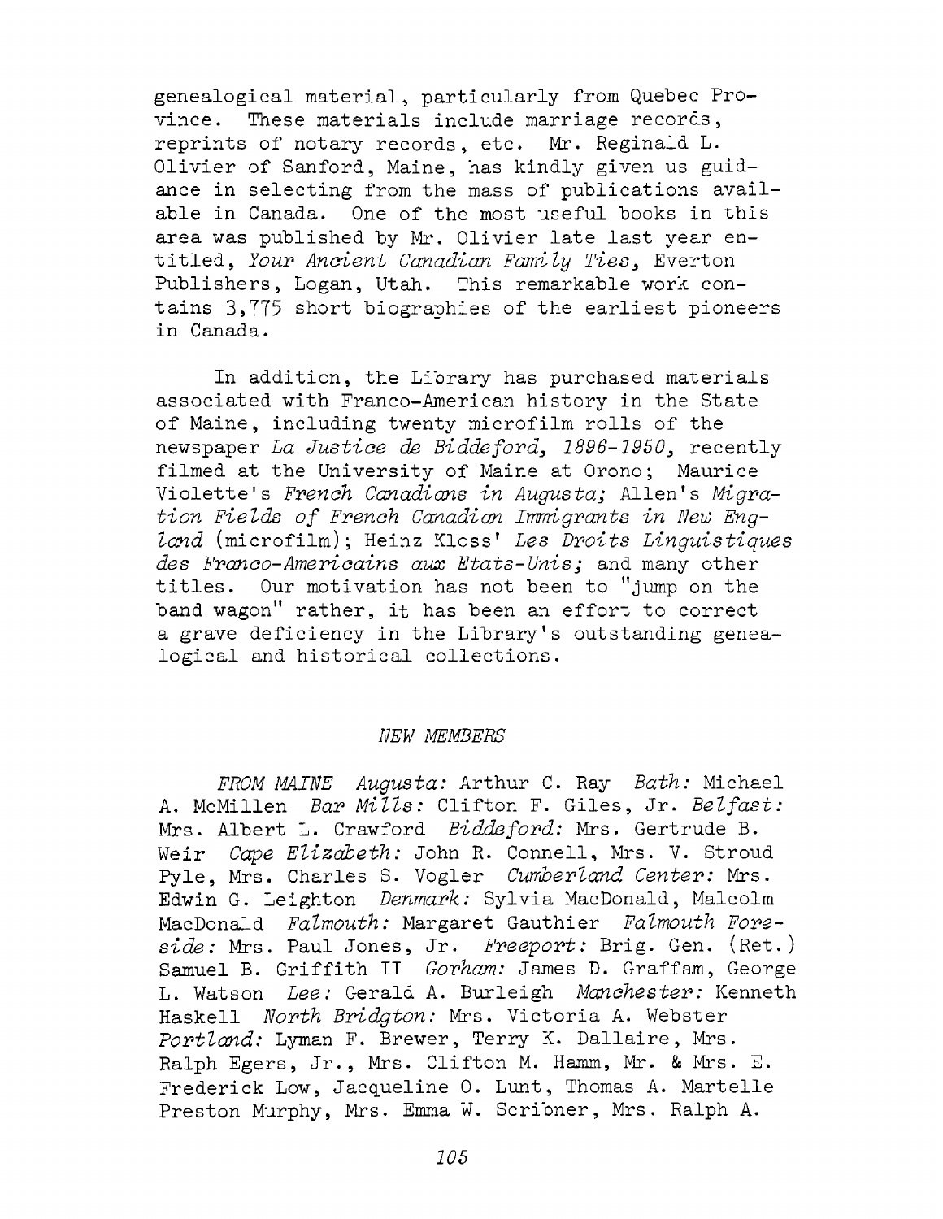genealogical material, particularly from Quebec Province. These materials include marriage records, reprints of notary records, etc. Mr. Reginald L. Olivier of Sanford, Maine, has kindly given us guidance in selecting from the mass of publications available in Canada. One of the most useful books in this area was published by Mr. Olivier late last year entitled, *Your Ancient Canadian Family Ties*, Everton Publishers, Logan, Utah. This remarkable work contains 3,775 short biographies of the earliest pioneers in Canada.

In addition, the Library has purchased materials associated with Franco-American history in the State of Maine, including twenty microfilm rolls of the newspaper *La Justice de Biddeford, 1896-1950*, recently filmed at the University of Maine at Orono; Maurice Violette's *French Canadians in Augusta;* Allen's *Migration Fields of French Canadian Immigrants in New England* (microfilm); Heinz Kloss' *Les Droits Linguistiques des Franco-Americains aux Etats-Unis;* and many other titles. Our motivation has not been to "jump on the band wagon" rather, it has been an effort to correct a grave deficiency in the Library's outstanding genealogical and historical collections.

## *NEW MEMBERS*

*FROM MAINE* *Augusta:* Arthur C. Ray *Bath:* Michael A. McMillen *Bar Mills:* Clifton F. Giles, Jr. *Belfast:* Mrs. Albert L. Crawford *Biddeford:* Mrs. Gertrude B. Weir *Cape Elizabeth:* John R. Connell, Mrs. V. Stroud Pyle, Mrs. Charles S. Vogler *Cumberland Center:* Mrs. Edwin G. Leighton *Denmark:* Sylvia MacDonald, Malcolm MacDonald *Falmouth:* Margaret Gauthier *Falmouth Foreside:* Mrs. Paul Jones, Jr. *Freeport:* Brig. Gen. (Ret.) Samuel B. Griffith II *Gorham:* James D. Graffam, George L. Watson *Lee:* Gerald A. Burleigh *Manchester:* Kenneth Haskell *North Bridgton:* Mrs. Victoria A. Webster *Portland:* Lyman F. Brewer, Terry K. Dallaire, Mrs. Ralph Egers, Jr., Mrs. Clifton M. Hamm, Mr. & Mrs. E. Frederick Low, Jacqueline O. Lunt, Thomas A. Martelle Preston Murphy, Mrs. Emma W. Scribner, Mrs. Ralph A.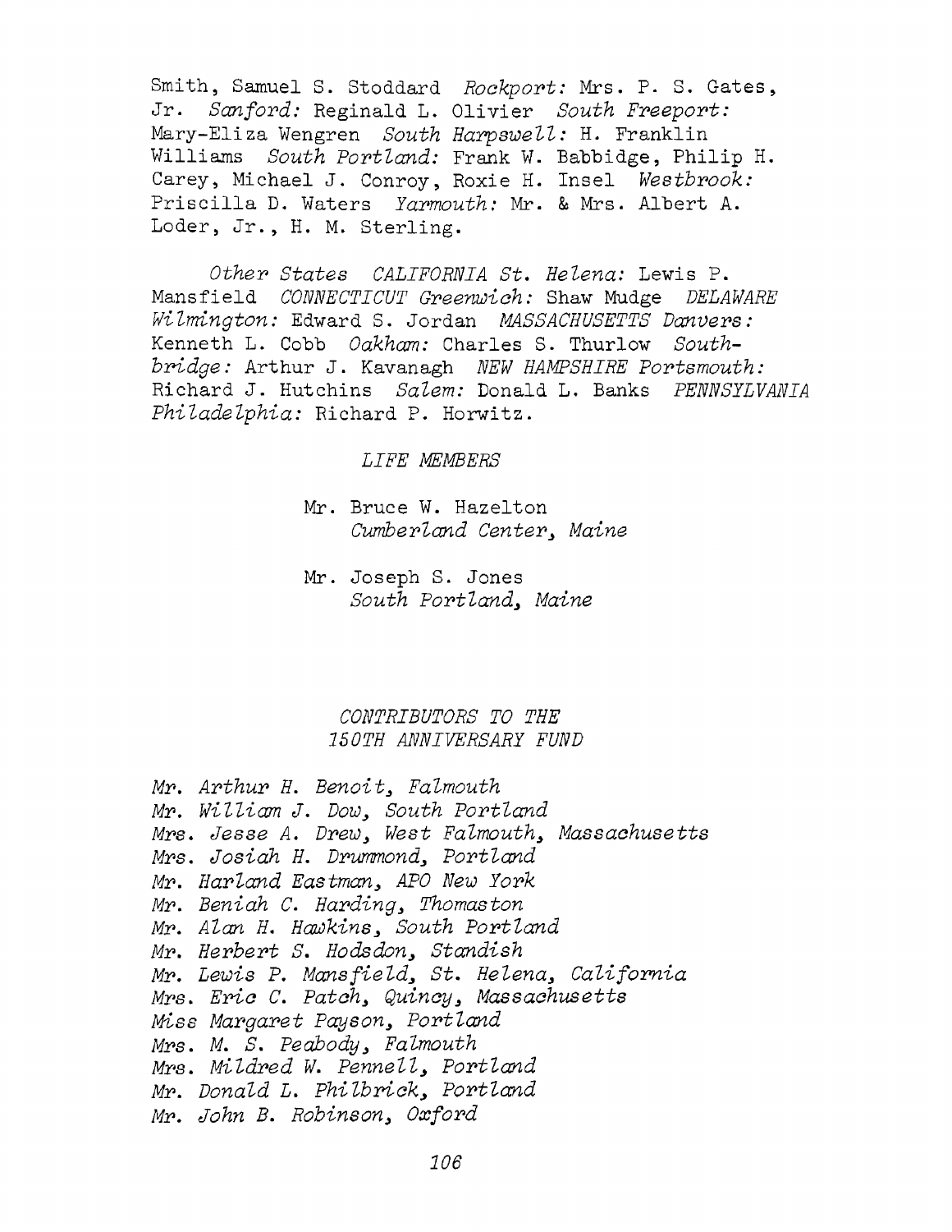Smith, Samuel S. Stoddard *Rockport:* Mrs. P. S. Gates, Jr. *Sanford:* Reginald L. Olivier *South Freeport:* Mary-Eliza Wengren *South Harpswell:* H. Franklin Williams *South Portland:* Frank W. Babbidge, Philip H. Carey, Michael J. Conroy, Roxie H. Insel *Westbrook:* Priscilla D. Waters *Yarmouth:* Mr. & Mrs. Albert A. Loder, Jr., H. M. Sterling.

*Other States CALIFORNIA St. Helena:* Lewis P. Mansfield *CONNECTICUT Greenwich:* Shaw Mudge *DELAWARE Wilmington:* Edward S. Jordan *MASSACHUSETTS Danvers:* Kenneth L. Cobb *Oakham:* Charles S. Thurlow *Southbridge:* Arthur J. Kavanagh *NEW HAMPSHIRE Portsmouth:* Richard J. Hutchins *Salem:* Donald L. Banks *PENNSYLVANIA Philadelphia:* Richard P. Horwitz.

## *LIFE MEMBERS*

Mr. Bruce W. Hazelton
*Cumberland Center, Maine*

Mr. Joseph S. Jones
*South Portland, Maine*

## *CONTRIBUTORS TO THE 150TH ANNIVERSARY FUND*

*Mr. Arthur H. Benoit, Falmouth*
*Mr. William J. Dow, South Portland*
*Mrs. Jesse A. Drew, West Falmouth, Massachusetts*
*Mrs. Josiah H. Drummond, Portland*
*Mr. Harland Eastman, APO New York*
*Mr. Beniah C. Harding, Thomaston*
*Mr. Alan H. Hawkins, South Portland*
*Mr. Herbert S. Hodsdon, Standish*
*Mr. Lewis P. Mansfield, St. Helena, California*
*Mrs. Eric C. Patch, Quincy, Massachusetts*
*Miss Margaret Payson, Portland*
*Mrs. M. S. Peabody, Falmouth*
*Mrs. Mildred W. Pennell, Portland*
*Mr. Donald L. Philbrick, Portland*
*Mr. John B. Robinson, Oxford*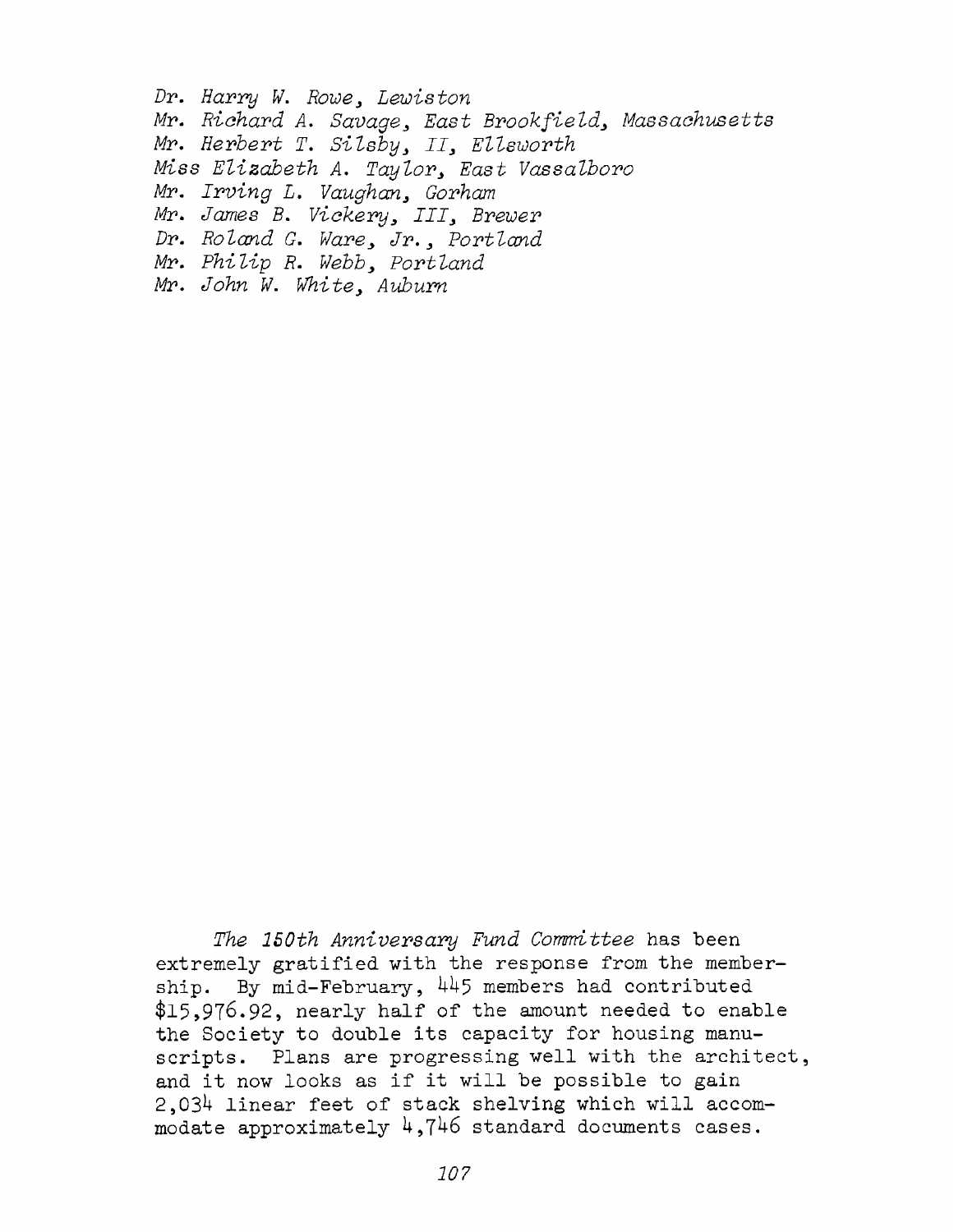*Dr. Harry W. Rowe, Lewiston*
*Mr. Richard A. Savage, East Brookfield, Massachusetts*
*Mr. Herbert T. Silsby, II, Ellsworth*
*Miss Elizabeth A. Taylor, East Vassalboro*
*Mr. Irving L. Vaughan, Gorham*
*Mr. James B. Vickery, III, Brewer*
*Dr. Roland G. Ware, Jr., Portland*
*Mr. Philip R. Webb, Portland*
*Mr. John W. White, Auburn*

*The 150th Anniversary Fund Committee* has been extremely gratified with the response from the membership. By mid-February, 445 members had contributed $15,976.92, nearly half of the amount needed to enable the Society to double its capacity for housing manuscripts. Plans are progressing well with the architect, and it now looks as if it will be possible to gain 2,034 linear feet of stack shelving which will accommodate approximately 4,746 standard documents cases.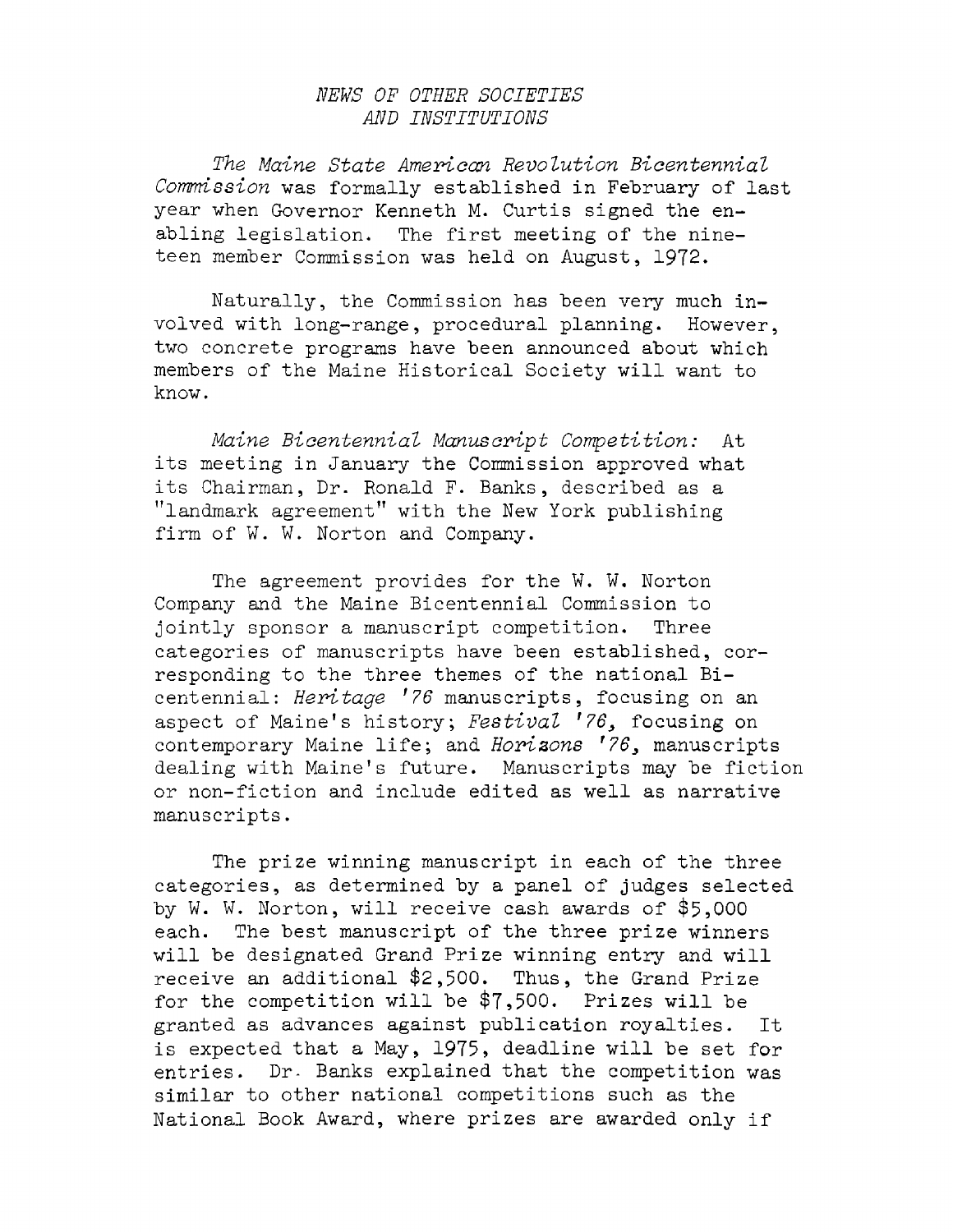## *NEWS OF OTHER SOCIETIES AND INSTITUTIONS*

*The Maine State American Revolution Bicentennial Commission* was formally established in February of last year when Governor Kenneth M. Curtis signed the enabling legislation. The first meeting of the nineteen member Commission was held on August, 1972.

Naturally, the Commission has been very much involved with long-range, procedural planning. However, two concrete programs have been announced about which members of the Maine Historical Society will want to know.

*Maine Bicentennial Manuscript Competition:* At its meeting in January the Commission approved what its Chairman, Dr. Ronald F. Banks, described as a "landmark agreement" with the New York publishing firm of W. W. Norton and Company.

The agreement provides for the W. W. Norton Company and the Maine Bicentennial Commission to jointly sponsor a manuscript competition. Three categories of manuscripts have been established, corresponding to the three themes of the national Bicentennial: *Heritage '76* manuscripts, focusing on an aspect of Maine's history; *Festival '76,* focusing on contemporary Maine life; and *Horizons '76,* manuscripts dealing with Maine's future. Manuscripts may be fiction or non-fiction and include edited as well as narrative manuscripts.

The prize winning manuscript in each of the three categories, as determined by a panel of judges selected by W. W. Norton, will receive cash awards of $5,000 each. The best manuscript of the three prize winners will be designated Grand Prize winning entry and will receive an additional $2,500. Thus, the Grand Prize for the competition will be $7,500. Prizes will be granted as advances against publication royalties. It is expected that a May, 1975, deadline will be set for entries. Dr. Banks explained that the competition was similar to other national competitions such as the National Book Award, where prizes are awarded only if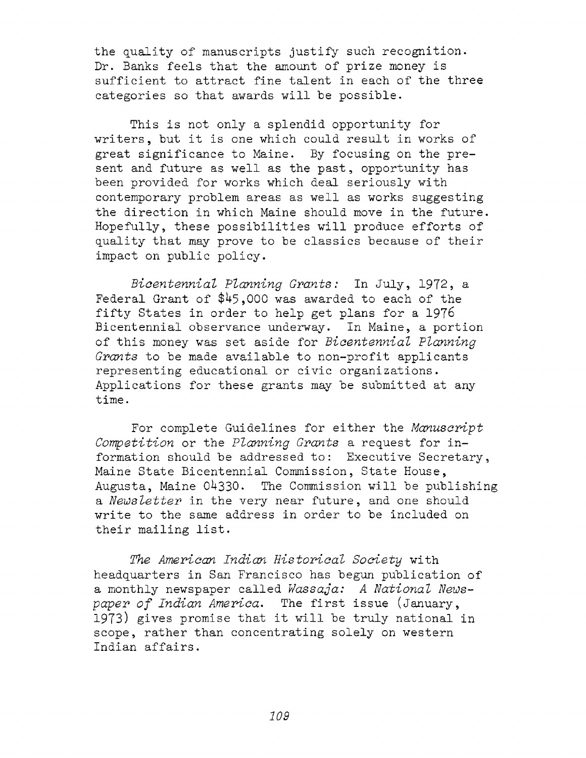the quality of manuscripts justify such recognition. Dr. Banks feels that the amount of prize money is sufficient to attract fine talent in each of the three categories so that awards will be possible.

This is not only a splendid opportunity for writers, but it is one which could result in works of great significance to Maine. By focusing on the present and future as well as the past, opportunity has been provided for works which deal seriously with contemporary problem areas as well as works suggesting the direction in which Maine should move in the future. Hopefully, these possibilities will produce efforts of quality that may prove to be classics because of their impact on public policy.

*Bicentennial Planning Grants:* In July, 1972, a Federal Grant of $45,000 was awarded to each of the fifty States in order to help get plans for a 1976 Bicentennial observance underway. In Maine, a portion of this money was set aside for *Bicentennial Planning Grants* to be made available to non-profit applicants representing educational or civic organizations. Applications for these grants may be submitted at any time.

For complete Guidelines for either the *Manuscript Competition* or the *Planning Grants* a request for information should be addressed to: Executive Secretary, Maine State Bicentennial Commission, State House, Augusta, Maine 04330. The Commission will be publishing a *Newsletter* in the very near future, and one should write to the same address in order to be included on their mailing list.

*The American Indian Historical Society* with headquarters in San Francisco has begun publication of a monthly newspaper called *Wassaja: A National Newspaper of Indian America*. The first issue (January, 1973) gives promise that it will be truly national in scope, rather than concentrating solely on western Indian affairs.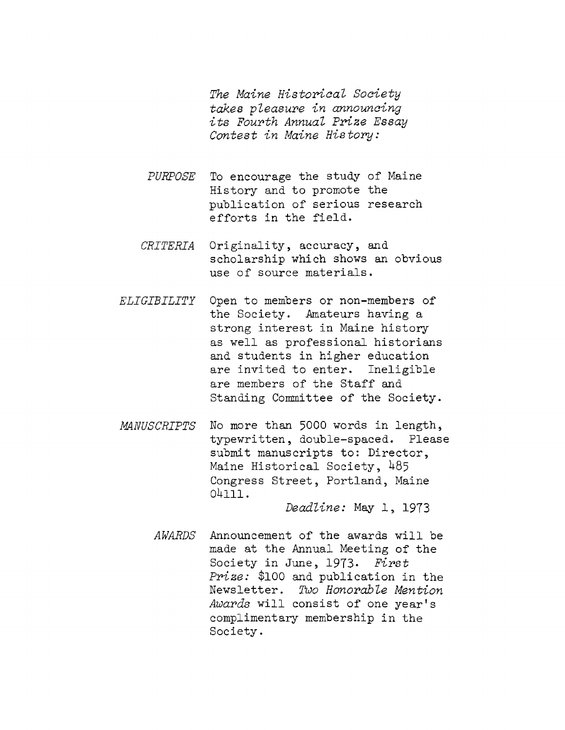*The Maine Historical Society takes pleasure in announcing its Fourth Annual Prize Essay Contest in Maine History:*

*PURPOSE* To encourage the study of Maine History and to promote the publication of serious research efforts in the field.

*CRITERIA* Originality, accuracy, and scholarship which shows an obvious use of source materials.

*ELIGIBILITY* Open to members or non-members of the Society. Amateurs having a strong interest in Maine history as well as professional historians and students in higher education are invited to enter. Ineligible are members of the Staff and Standing Committee of the Society.

*MANUSCRIPTS* No more than 5000 words in length, typewritten, double-spaced. Please submit manuscripts to: Director, Maine Historical Society, 485 Congress Street, Portland, Maine 04111.

*Deadline:* May 1, 1973

*AWARDS* Announcement of the awards will be made at the Annual Meeting of the Society in June, 1973. *First Prize:* $100 and publication in the Newsletter. *Two Honorable Mention Awards* will consist of one year's complimentary membership in the Society.